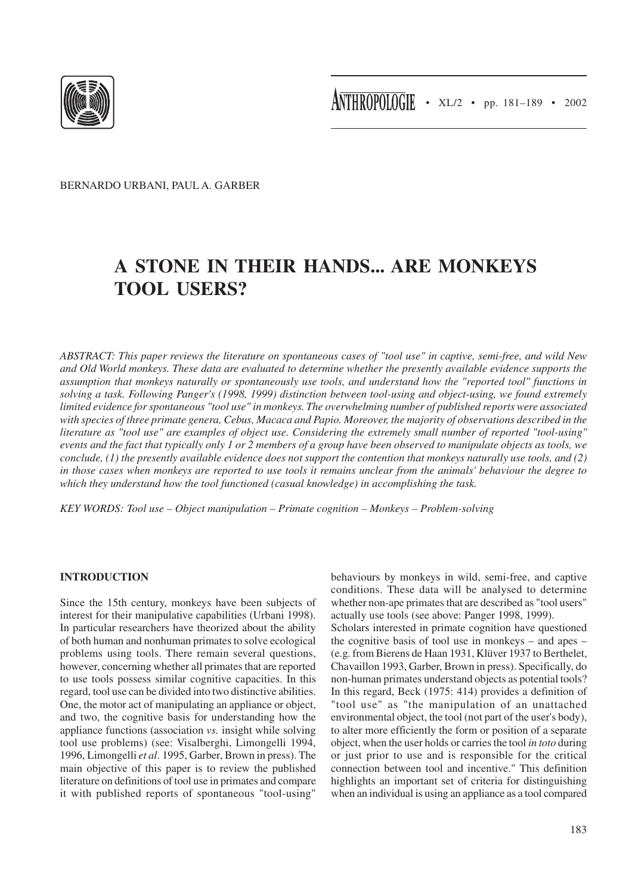BERNARDO URBANI, PAUL A. GARBER

# A STONE IN THEIR HANDS... ARE MONKEYS TOOL USERS?

*ABSTRACT: This paper reviews the literature on spontaneous cases of "tool use" in captive, semi-free, and wild New and Old World monkeys. These data are evaluated to determine whether the presently available evidence supports the assumption that monkeys naturally or spontaneously use tools, and understand how the "reported tool" functions in solving a task. Following Panger's (1998, 1999) distinction between tool-using and object-using, we found extremely limited evidence for spontaneous "tool use" in monkeys. The overwhelming number of published reports were associated with species of three primate genera, Cebus, Macaca and Papio. Moreover, the majority of observations described in the literature as "tool use" are examples of object use. Considering the extremely small number of reported "tool-using" events and the fact that typically only 1 or 2 members of a group have been observed to manipulate objects as tools, we conclude, (1) the presently available evidence does not support the contention that monkeys naturally use tools, and (2) in those cases when monkeys are reported to use tools it remains unclear from the animals' behaviour the degree to which they understand how the tool functioned (casual knowledge) in accomplishing the task.*

*KEY WORDS: Tool use – Object manipulation – Primate cognition – Monkeys – Problem-solving*

## INTRODUCTION

Since the 15th century, monkeys have been subjects of interest for their manipulative capabilities (Urbani 1998). In particular researchers have theorized about the ability of both human and nonhuman primates to solve ecological problems using tools. There remain several questions, however, concerning whether all primates that are reported to use tools possess similar cognitive capacities. In this regard, tool use can be divided into two distinctive abilities. One, the motor act of manipulating an appliance or object, and two, the cognitive basis for understanding how the appliance functions (association *vs.* insight while solving tool use problems) (see: Visalberghi, Limongelli 1994, 1996, Limongelli *et al*. 1995, Garber, Brown in press). The main objective of this paper is to review the published literature on definitions of tool use in primates and compare it with published reports of spontaneous "tool-using" behaviours by monkeys in wild, semi-free, and captive conditions. These data will be analysed to determine whether non-ape primates that are described as "tool users" actually use tools (see above: Panger 1998, 1999).

Scholars interested in primate cognition have questioned the cognitive basis of tool use in monkeys – and apes – (e.g. from Bierens de Haan 1931, Klüver 1937 to Berthelet, Chavaillon 1993, Garber, Brown in press). Specifically, do non-human primates understand objects as potential tools? In this regard, Beck (1975: 414) provides a definition of "tool use" as "the manipulation of an unattached environmental object, the tool (not part of the user's body), to alter more efficiently the form or position of a separate object, when the user holds or carries the tool *in toto* during or just prior to use and is responsible for the critical connection between tool and incentive." This definition highlights an important set of criteria for distinguishing when an individual is using an appliance as a tool compared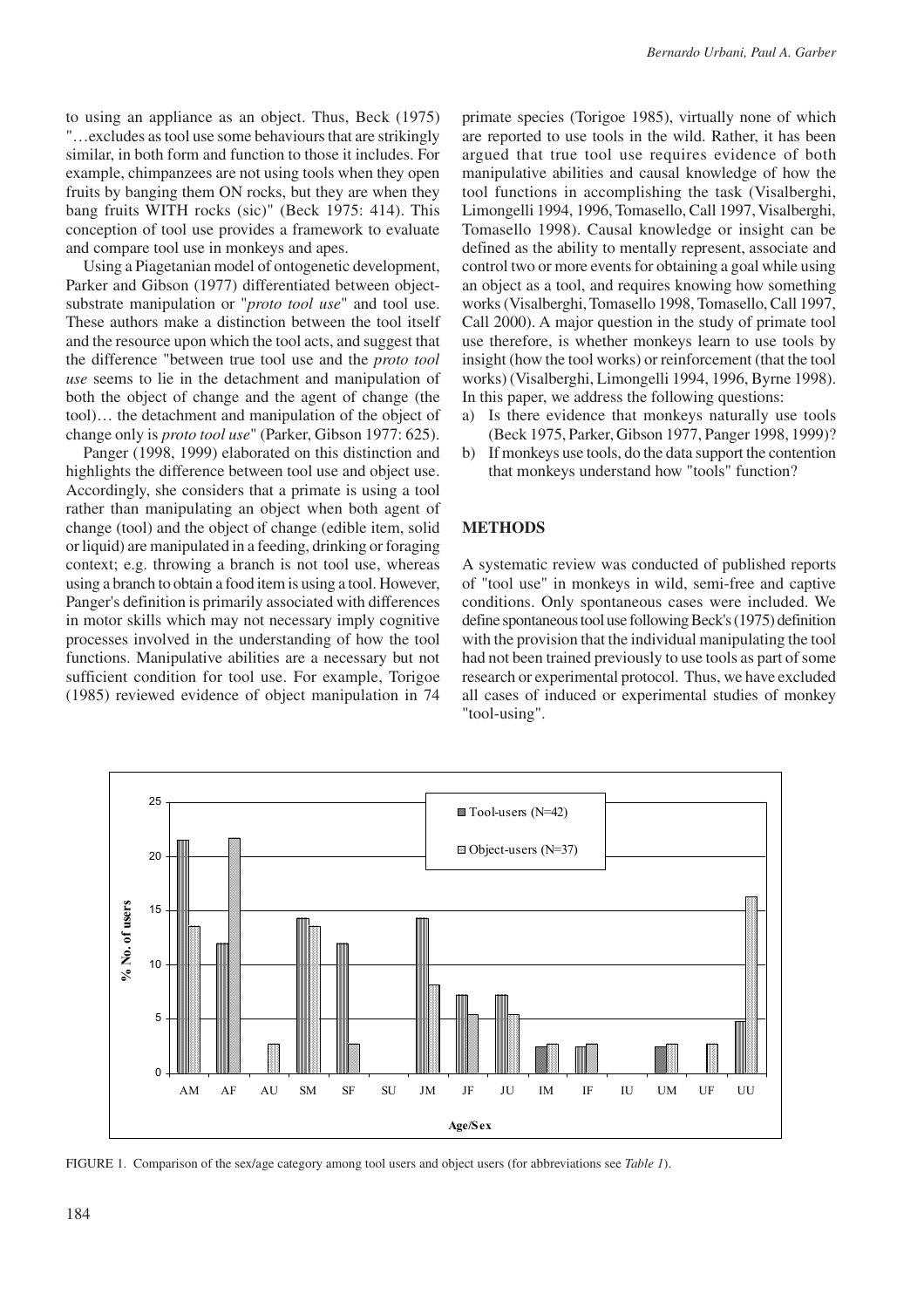to using an appliance as an object. Thus, Beck (1975) "…excludes as tool use some behaviours that are strikingly similar, in both form and function to those it includes. For example, chimpanzees are not using tools when they open fruits by banging them ON rocks, but they are when they bang fruits WITH rocks (sic)" (Beck 1975: 414). This conception of tool use provides a framework to evaluate and compare tool use in monkeys and apes.

Using a Piagetanian model of ontogenetic development, Parker and Gibson (1977) differentiated between object-substrate manipulation or "*proto tool use*" and tool use. These authors make a distinction between the tool itself and the resource upon which the tool acts, and suggest that the difference "between true tool use and the *proto tool use* seems to lie in the detachment and manipulation of both the object of change and the agent of change (the tool)… the detachment and manipulation of the object of change only is *proto tool use*" (Parker, Gibson 1977: 625).

Panger (1998, 1999) elaborated on this distinction and highlights the difference between tool use and object use. Accordingly, she considers that a primate is using a tool rather than manipulating an object when both agent of change (tool) and the object of change (edible item, solid or liquid) are manipulated in a feeding, drinking or foraging context; e.g. throwing a branch is not tool use, whereas using a branch to obtain a food item is using a tool. However, Panger's definition is primarily associated with differences in motor skills which may not necessary imply cognitive processes involved in the understanding of how the tool functions. Manipulative abilities are a necessary but not sufficient condition for tool use. For example, Torigoe (1985) reviewed evidence of object manipulation in 74 primate species (Torigoe 1985), virtually none of which are reported to use tools in the wild. Rather, it has been argued that true tool use requires evidence of both manipulative abilities and causal knowledge of how the tool functions in accomplishing the task (Visalberghi, Limongelli 1994, 1996, Tomasello, Call 1997, Visalberghi, Tomasello 1998). Causal knowledge or insight can be defined as the ability to mentally represent, associate and control two or more events for obtaining a goal while using an object as a tool, and requires knowing how something works (Visalberghi, Tomasello 1998, Tomasello, Call 1997, Call 2000). A major question in the study of primate tool use therefore, is whether monkeys learn to use tools by insight (how the tool works) or reinforcement (that the tool works) (Visalberghi, Limongelli 1994, 1996, Byrne 1998). In this paper, we address the following questions:

a) Is there evidence that monkeys naturally use tools (Beck 1975, Parker, Gibson 1977, Panger 1998, 1999)?
b) If monkeys use tools, do the data support the contention that monkeys understand how "tools" function?

## METHODS

A systematic review was conducted of published reports of "tool use" in monkeys in wild, semi-free and captive conditions. Only spontaneous cases were included. We define spontaneous tool use following Beck's (1975) definition with the provision that the individual manipulating the tool had not been trained previously to use tools as part of some research or experimental protocol. Thus, we have excluded all cases of induced or experimental studies of monkey "tool-using".

FIGURE 1. Comparison of the sex/age category among tool users and object users (for abbreviations see *Table 1*).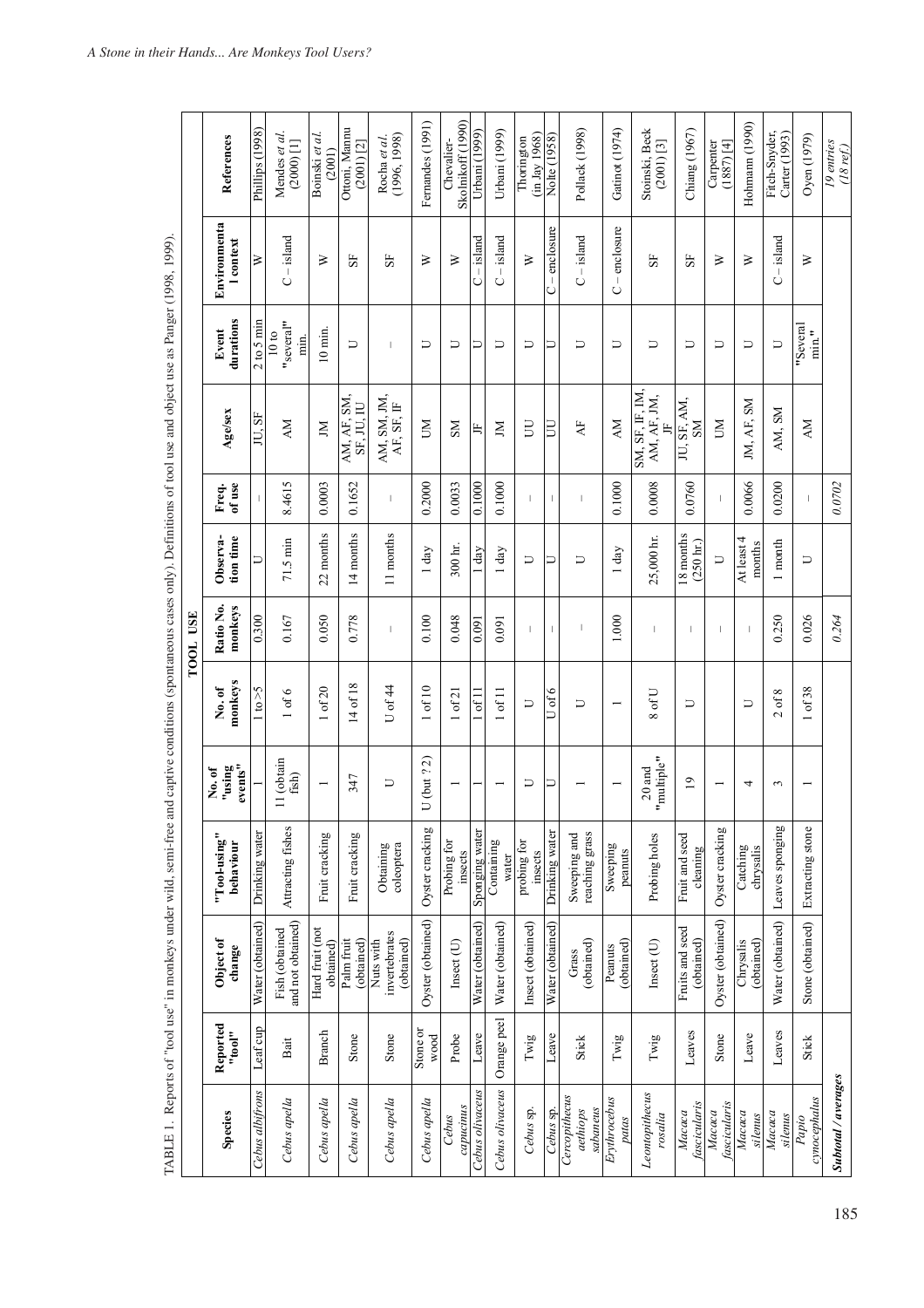TABLE 1. Reports of "tool use" in monkeys under wild, semi-free and captive conditions (spontaneous cases only). Definitions of tool use and object use as Panger (1998, 1999).

| Species | Reported "tool" | Object of change | "Tool-using" behaviour | No. of "using events" | No. of monkeys | Ratio No. monkeys | Observation time | Freq. of use | Age/sex | Event durations | Environmental context | References |
|---|---|---|---|---|---|---|---|---|---|---|---|---|
| | | | | | TOOL USE | | | | | | | |
| *Cebus albifrons* | Leaf cup | Water (obtained) | Drinking water | 1 | 1 to >5 | 0.300 | U | – | JU, SF | 2 to 5 min | W | Phillips (1998) |
| *Cebus apella* | Bait | Fish (obtained and not obtained) | Attracting fishes | 11 (obtain fish) | 1 of 6 | 0.167 | 71.5 min | 8.4615 | AM | 10 to "several" min. | C – island | Mendes *et al.* (2000) [1] |
| *Cebus apella* | Branch | Hard fruit (not obtained) | Fruit cracking | 1 | 1 of 20 | 0.050 | 22 months | 0.0003 | JM | 10 min. | W | Boinski *et al.* (2001) |
| *Cebus apella* | Stone | Palm fruit (obtained) | Fruit cracking | 347 | 14 of 18 | 0.778 | 14 months | 0.1652 | AM, AF, SM, SF, JU, IU | U | SF | Ottoni, Mannu (2001) [2] |
| *Cebus apella* | Stone | Nuts with invertebrates (obtained) | Obtaining coleoptera | U | U of 44 | – | 11 months | – | AM, SM, JM, AF, SF, IF | – | SF | Rocha *et al.* (1996, 1998) |
| *Cebus apella* | Stone or wood | Oyster (obtained) | Oyster cracking | U (but ?2) | 1 of 10 | 0.100 | 1 day | 0.2000 | UM | U | W | Fernandes (1991) |
| *Cebus capucinus* | Probe | Insect (U) | Probing for insects | 1 | 1 of 21 | 0.048 | 300 hr. | 0.0033 | SM | U | W | Chevalier-Skolnikoff (1990) |
| *Cebus olivaceus* | Leave | Water (obtained) | Sponging water | 1 | 1 of 11 | 0.091 | 1 day | 0.1000 | JF | U | C – island | Urbani (1999) |
| *Cebus olivaceus* | Orange peel | Water (obtained) | Containing water | 1 | 1 of 11 | 0.091 | 1 day | 0.1000 | JM | U | C – island | Urbani (1999) |
| *Cebus* sp. | Twig | Insect (obtained) | probing for insects | U | U | – | U | – | UU | U | W | Thorington (in Jay 1968) |
| *Cebus* sp. | Leave | Water (obtained) | Drinking water | U | U of 6 | – | U | – | UU | U | C – enclosure | Nolte (1958) |
| *Cercopithecus aethiops sabaeus* | Stick | Grass (obtained) | Sweeping and reaching grass | 1 | U | – | U | – | AF | U | C – island | Pollack (1998) |
| *Erythrocebus patas* | Twig | Peanuts (obtained) | Sweeping peanuts | 1 | 1 | 1.000 | 1 day | 0.1000 | AM | U | C – enclosure | Gatinot (1974) |
| *Leontopithecus rosalia* | Twig | Insect (U) | Probing holes | 20 and "multiple" | 8 of U | – | 25,000 hr. | 0.0008 | SM, SF, IF, IM, AM, AF, JM, JF | U | SF | Stoinski, Beck (2001) [3] |
| *Macaca fascicularis* | Leaves | Fruits and seed (obtained) | Fruit and seed cleaning | 19 | U | – | 18 months (250 hr.) | 0.0760 | JU, SF, AM, SM | U | SF | Chiang (1967) |
| *Macaca fascicularis* | Stone | Oyster (obtained) | Oyster cracking | 1 | | – | U | – | UM | U | W | Carpenter (1887) [4] |
| *Macaca silenus* | Leave | Chrysalis (obtained) | Catching chrysalis | 4 | U | – | At least 4 months | 0.0066 | JM, AF, SM | U | W | Hohmann (1990) |
| *Macaca silenus* | Leaves | Water (obtained) | Leaves sponging | 3 | 2 of 8 | 0.250 | 1 month | 0.0200 | AM, SM | U | C – island | Fitch-Snyder, Carter (1993) |
| *Papio cynocephalus* | Stick | Stone (obtained) | Extracting stone | 1 | 1 of 38 | 0.026 | U | – | AM | "Several min" | W | Oyen (1979) |
| ***Subtotal / averages*** | | | | | | *0.264* | | *0.0702* | | | | *19 entries (18 ref.)* |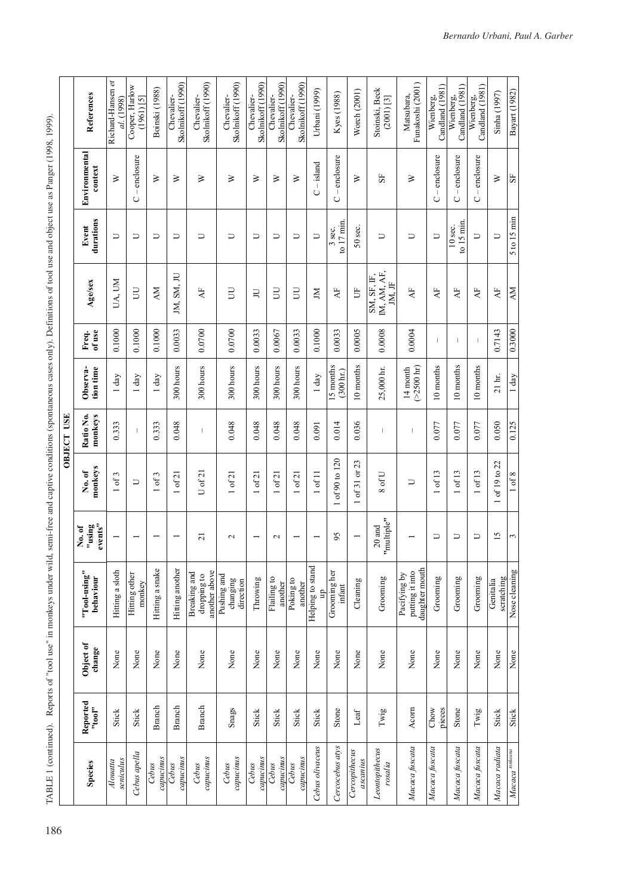TABLE 1 (continued). Reports of "tool use" in monkeys under wild, semi-free and captive conditions (spontaneous cases only). Definitions of tool use and object use as Panger (1998, 1999).

| | | | | OBJECT USE | | | | | | | | |
|---|---|---|---|---|---|---|---|---|---|---|---|---|
| Species | Reported "tool" | Object of change | "Tool-using" behaviour | No. of "using events" | No. of monkeys | Ratio No. monkeys | Observation time | Freq. of use | Age/sex | Event durations | Environmental context | References |
| *Alouatta seniculus* | Stick | None | Hitting a sloth | 1 | 1 of 3 | 0.333 | 1 day | 0.1000 | UA, UM | U | W | Richard-Hansen *et al.* (1998) |
| *Cebus apella* | Stick | None | Hitting other monkey | 1 | U | – | 1 day | 0.1000 | UU | U | C – enclosure | Cooper, Harlow (1961) [5] |
| *Cebus capucinus* | Branch | None | Hitting a snake | 1 | 1 of 3 | 0.333 | 1 day | 0.1000 | AM | U | W | Boinski (1988) |
| *Cebus capucinus* | Branch | None | Hitting another | 1 | 1 of 21 | 0.048 | 300 hours | 0.0033 | JM, SM, JU | U | W | Chevalier-Skolnikoff (1990) |
| *Cebus capucinus* | Branch | None | Breaking and dropping to another above | 21 | U of 21 | – | 300 hours | 0.0700 | AF | U | W | Chevalier-Skolnikoff (1990) |
| *Cebus capucinus* | Snags | None | Pushing and changing direction | 2 | 1 of 21 | 0.048 | 300 hours | 0.0700 | UU | U | W | Chevalier-Skolnikoff (1990) |
| *Cebus capucinus* | Stick | None | Throwing | 1 | 1 of 21 | 0.048 | 300 hours | 0.0033 | JU | U | W | Chevalier-Skolnikoff (1990) |
| *Cebus capucinus* | Stick | None | Flailing to another | 2 | 1 of 21 | 0.048 | 300 hours | 0.0067 | UU | U | W | Chevalier-Skolnikoff (1990) |
| *Cebus capucinus* | Stick | None | Poking to another | 1 | 1 of 21 | 0.048 | 300 hours | 0.0033 | UU | U | W | Chevalier-Skolnikoff (1990) |
| *Cebus olivaceus* | Stick | None | Helping to stand up | 1 | 1 of 11 | 0.091 | 1 day | 0.1000 | JM | U | C – island | Urbani (1999) |
| *Cercocebus atys* | Stone | None | Grooming her infant | 95 | 1 of 90 to 120 | 0.014 | 15 months (300 hr.) | 0.0033 | AF | 3 sec. to 17 min. | C – enclosure | Kyes (1988) |
| *Cercopithecus ascanius* | Leaf | None | Cleaning | 1 | 1 of 31 or 23 | 0.036 | 10 months | 0.0005 | UF | 50 sec. | W | Worch (2001) |
| *Leontopithecus rosalia* | Twig | None | Grooming | 20 and "multiple" | 8 of U | – | 25,000 hr. | 0.0008 | SM, SF, IF, IM, AM, AF, JM, JF | U | SF | Stoinski, Beck (2001) [3] |
| *Macaca fuscata* | Acorn | None | Pacifying by putting it into daughter mouth | 1 | U | – | 14 month (>2500 hr) | 0.0004 | AF | U | W | Matsubara, Funakoshi (2001) |
| *Macaca fuscata* | Chow pieces | None | Grooming | U | 1 of 13 | 0.077 | 10 months | – | AF | U | C – enclosure | Wienberg, Candland (1981) |
| *Macaca fuscata* | Stone | None | Grooming | U | 1 of 13 | 0.077 | 10 months | – | AF | 10 sec. to 15 min. | C – enclosure | Wienberg, Candland (1981) |
| *Macaca fuscata* | Twig | None | Grooming | U | 1 of 13 | 0.077 | 10 months | – | AF | U | C – enclosure | Wienberg, Candland (1981) |
| *Macaca radiata* | Stick | None | Genitalia scratching | 15 | 1 of 19 to 22 | 0.050 | 21 hr. | 0.7143 | AF | U | W | Sinha (1997) |
| *Macaca tonkeana* | Stick | None | Nose cleaning | 3 | 1 of 8 | 0.125 | 1 day | 0.3000 | AM | 5 to 15 min | SF | Bayart (1982) |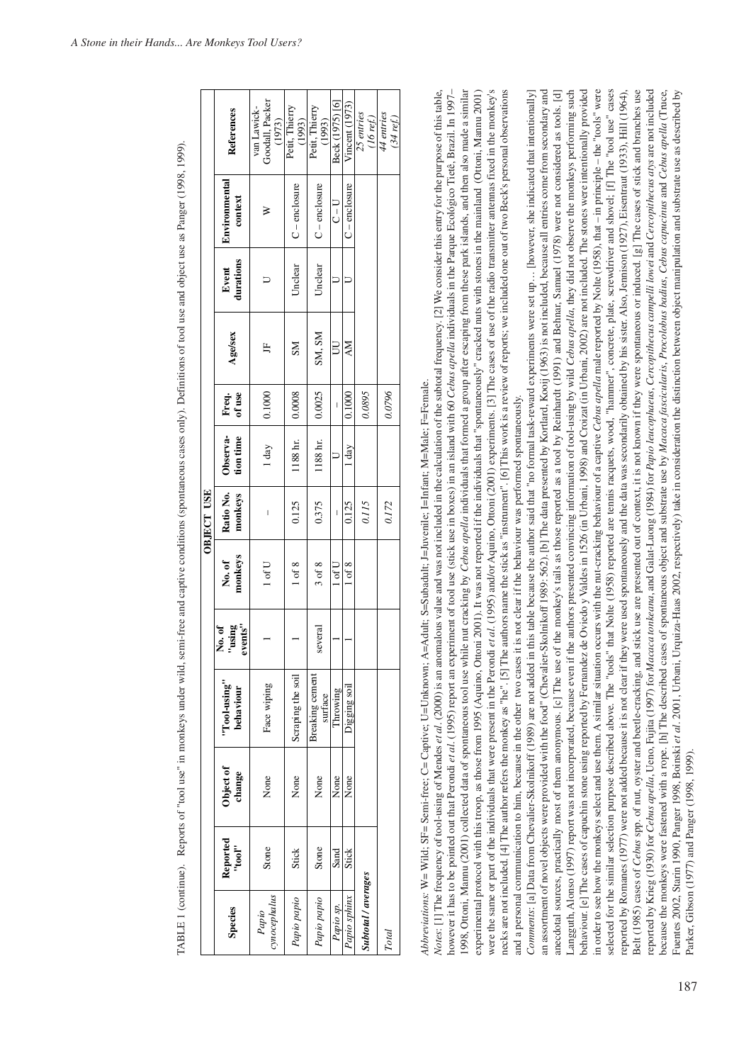TABLE 1 (continue). Reports of "tool use" in monkeys under wild, semi-free and captive conditions (spontaneous cases only). Definitions of tool use and object use as Panger (1998, 1999).

| Species | Reported "tool" | Object of change | "Tool-using" behaviour | No. of "using events" | OBJECT USE | | | | | | | References |
|---|---|---|---|---|---|---|---|---|---|---|---|---|
| | | | | | No. of monkeys | Ratio No. monkeys | Observa-tion time | Freq. of use | Age/sex | Event durations | Environmental context | |
| *Papio cynocephalus* | Stone | None | Face wiping | 1 | 1 of U | – | 1 day | 0.1000 | JF | U | W | van Lawick-Goodall, Packer (1973) |
| *Papio papio* | Stick | None | Scraping the soil | 1 | 1 of 8 | 0.125 | 1188 hr. | 0.0008 | SM | Unclear | C – enclosure | Petit, Thierry (1993) |
| *Papio papio* | Stone | None | Breaking cement surface | several | 3 of 8 | 0.375 | 1188 hr. | 0.0025 | SM, SM | Unclear | C – enclosure | Petit, Thierry (1993) |
| *Papio sp.* | Sand | None | Throwing | 1 | 1 of U | – | U | – | UU | U | C – U | Beck (1975) [6] |
| *Papio sphinx* | Stick | None | Digging soil | 1 | 1 of 8 | 0.125 | 1 day | 0.1000 | AM | U | C – enclosure | Vincent (1973) |
| *Subtotal / averages* | | | | | | *0.115* | | *0.0895* | | | | *25 entries (16 ref.)* |
| *Total* | | | | | | *0.172* | | *0.0796* | | | | *44 entries (34 ref.)* |

*Abbreviations*: W= Wild; SF= Semi-free; C= Captive; U=Unknown; A=Adult; S=Subadult; J=Juvenile; I=Infant; M=Male; F=Female.

*Notes*: [1] The frequency of tool-using of Mendes *et al*. (2000) is an anomalous value and was not included in the calculation of the subtotal frequency. [2] We consider this entry for the purpose of this table, however it has to be pointed out that Perondi *et al*. (1995) report an experiment of tool use (stick use in boxes) in an island with 60 *Cebus apella* individuals in the Parque Ecológico Tietê, Brazil. In 1997–1998, Ottoni, Mannu (2001) collected data of spontaneous tool use while nut cracking by *Cebus apella* individuals that formed a group after escaping from these park islands, and then also made a similar experimental protocol with this troop, as those from 1995 (Aquino, Ottoni 2001). It was not reported if the individuals that "spontaneously" cracked nuts with stones in the mainland (Ottoni, Mannu 2001) were the same or part of the individuals that were present in the Perondi *et al*. (1995) and/or Aquino, Ottoni (2001) experiments. [3] The cases of use of the radio transmitter antennas fixed in the monkey's necks are not included. [4] The author refers the monkey as "he". [5] The authors name the stick as "instrument". [6] This work is a review of reports; we included one out of two Beck's personal observations and a personal communication to him, because in the other two cases it is not clear if the behaviour was performed spontaneously.

*Comments*: [a] Data from Chevalier-Skolnikoff (1989) are not added in this table because the author said that "no formal task-reward experiments were set up… [however, she indicated that intentionally] an assortment of novel objects were provided with the food" (Chevalier-Skolnikoff 1989: 562). [b] The data presented by Kortlard, Kooij (1963) is not included, because all entries come from secondary and anecdotal sources, practically most of them anonymous. [c] The use of the monkey's tails as those reported as a tool by Reinhardt (1991) and Behnar, Samuel (1978) were not considered as tools. [d] Langguth, Alonso (1997) report was not incorporated, because even if the authors presented convincing information of tool-using by wild *Cebus apella*, they did not observe the monkeys performing such behaviour. [e] The cases of capuchin stone using reported by Fernandez de Oviedo y Valdes in 1526 (in Urbani, 1998) and Croizat (in Urbani, 2002) are not included. The stones were intentionally provided in order to see how the monkeys select and use them. A similar situation occurs with the nut-cracking behaviour of a captive *Cebus apella* male reported by Nolte (1958), that – in principle – the "tools" were selected for the similar selection purpose described above. The "tools" that Nolte (1958) reported are tennis racquets, wood, "hammer", concrete, plate, screwdriver and shovel. [f] The "tool use" cases reported by Romanes (1977) were not added because it is not clear if they were used spontaneously and the data was secondarily obtained by his sister. Also, Jennison (1927), Eisentraut (1933), Hill (1964), Belt (1985) cases of *Cebus* spp. of nut, oyster and beetle-cracking, and stick use are presented out of context, it is not known if they were spontaneous or induced. [g] The cases of stick and branches use reported by Krieg (1930) for *Cebus apella*, Ueno, Fujita (1997) for *Macaca tonkeana*, and Galat-Luong (1984) for *Papio leucophaeus*, *Cercopithecus campelli lowei* and *Cercopithecus atys* are not included because the monkeys were fastened with a rope. [h] The described cases of spontaneous object and substrate use by *Macaca fascicularis*, *Procolobus badius*, *Cebus capucinus* and *Cebus apella* (Fuentes 2002, Starin 1990, Panger 1998, Boinski *et al*. 2001, Urbani, Urquiza-Haas 2002, respectively) take in consideration the distinction between object manipulation and substrate use as described by Parker, Gibson (1977) and Panger (1998, 1999).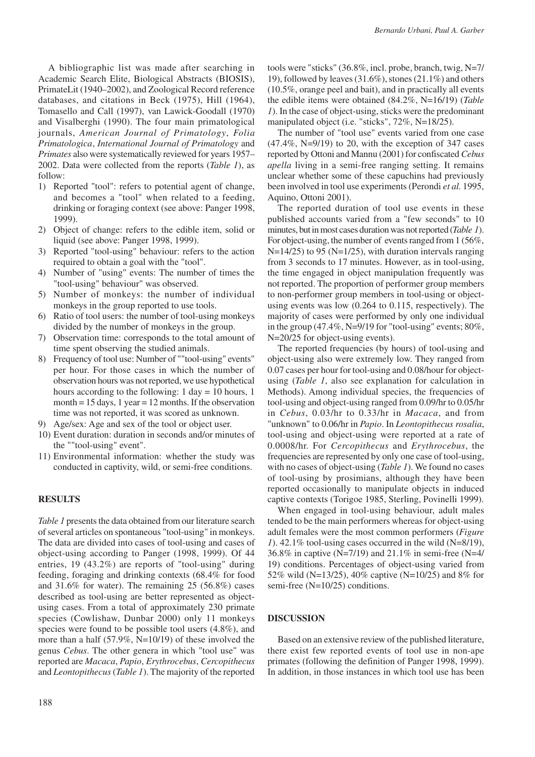A bibliographic list was made after searching in Academic Search Elite, Biological Abstracts (BIOSIS), PrimateLit (1940–2002), and Zoological Record reference databases, and citations in Beck (1975), Hill (1964), Tomasello and Call (1997), van Lawick-Goodall (1970) and Visalberghi (1990). The four main primatological journals, *American Journal of Primatology*, *Folia Primatologica*, *International Journal of Primatology* and *Primates* also were systematically reviewed for years 1957–2002. Data were collected from the reports (*Table 1*), as follow:

1) Reported "tool": refers to potential agent of change, and becomes a "tool" when related to a feeding, drinking or foraging context (see above: Panger 1998, 1999).
2) Object of change: refers to the edible item, solid or liquid (see above: Panger 1998, 1999).
3) Reported "tool-using" behaviour: refers to the action required to obtain a goal with the "tool".
4) Number of "using" events: The number of times the "tool-using" behaviour" was observed.
5) Number of monkeys: the number of individual monkeys in the group reported to use tools.
6) Ratio of tool users: the number of tool-using monkeys divided by the number of monkeys in the group.
7) Observation time: corresponds to the total amount of time spent observing the studied animals.
8) Frequency of tool use: Number of ""tool-using" events" per hour. For those cases in which the number of observation hours was not reported, we use hypothetical hours according to the following: 1 day = 10 hours, 1 month = 15 days, 1 year = 12 months. If the observation time was not reported, it was scored as unknown.
9) Age/sex: Age and sex of the tool or object user.
10) Event duration: duration in seconds and/or minutes of the ""tool-using" event".
11) Environmental information: whether the study was conducted in captivity, wild, or semi-free conditions.

## RESULTS

*Table 1* presents the data obtained from our literature search of several articles on spontaneous "tool-using" in monkeys. The data are divided into cases of tool-using and cases of object-using according to Panger (1998, 1999). Of 44 entries, 19 (43.2%) are reports of "tool-using" during feeding, foraging and drinking contexts (68.4% for food and 31.6% for water). The remaining 25 (56.8%) cases described as tool-using are better represented as object-using cases. From a total of approximately 230 primate species (Cowlishaw, Dunbar 2000) only 11 monkeys species were found to be possible tool users (4.8%), and more than a half (57.9%, N=10/19) of these involved the genus *Cebus*. The other genera in which "tool use" was reported are *Macaca*, *Papio*, *Erythrocebus*, *Cercopithecus* and *Leontopithecus* (*Table 1*). The majority of the reported tools were "sticks" (36.8%, incl. probe, branch, twig, N=7/19), followed by leaves (31.6%), stones (21.1%) and others (10.5%, orange peel and bait), and in practically all events the edible items were obtained (84.2%, N=16/19) (*Table 1*). In the case of object-using, sticks were the predominant manipulated object (i.e. "sticks", 72%, N=18/25).

The number of "tool use" events varied from one case (47.4%, N=9/19) to 20, with the exception of 347 cases reported by Ottoni and Mannu (2001) for confiscated *Cebus apella* living in a semi-free ranging setting. It remains unclear whether some of these capuchins had previously been involved in tool use experiments (Perondi *et al.* 1995, Aquino, Ottoni 2001).

The reported duration of tool use events in these published accounts varied from a "few seconds" to 10 minutes, but in most cases duration was not reported (*Table 1*). For object-using, the number of events ranged from 1 (56%, N=14/25) to 95 (N=1/25), with duration intervals ranging from 3 seconds to 17 minutes. However, as in tool-using, the time engaged in object manipulation frequently was not reported. The proportion of performer group members to non-performer group members in tool-using or object-using events was low (0.264 to 0.115, respectively). The majority of cases were performed by only one individual in the group (47.4%, N=9/19 for "tool-using" events; 80%, N=20/25 for object-using events).

The reported frequencies (by hours) of tool-using and object-using also were extremely low. They ranged from 0.07 cases per hour for tool-using and 0.08/hour for object-using (*Table 1*, also see explanation for calculation in Methods). Among individual species, the frequencies of tool-using and object-using ranged from 0.09/hr to 0.05/hr in *Cebus*, 0.03/hr to 0.33/hr in *Macaca*, and from "unknown" to 0.06/hr in *Papio*. In *Leontopithecus rosalia*, tool-using and object-using were reported at a rate of 0.0008/hr. For *Cercopithecus* and *Erythrocebus*, the frequencies are represented by only one case of tool-using, with no cases of object-using (*Table 1*). We found no cases of tool-using by prosimians, although they have been reported occasionally to manipulate objects in induced captive contexts (Torigoe 1985, Sterling, Povinelli 1999).

When engaged in tool-using behaviour, adult males tended to be the main performers whereas for object-using adult females were the most common performers (*Figure 1*). 42.1% tool-using cases occurred in the wild (N=8/19), 36.8% in captive (N=7/19) and 21.1% in semi-free (N=4/19) conditions. Percentages of object-using varied from 52% wild (N=13/25), 40% captive (N=10/25) and 8% for semi-free (N=10/25) conditions.

## DISCUSSION

Based on an extensive review of the published literature, there exist few reported events of tool use in non-ape primates (following the definition of Panger 1998, 1999). In addition, in those instances in which tool use has been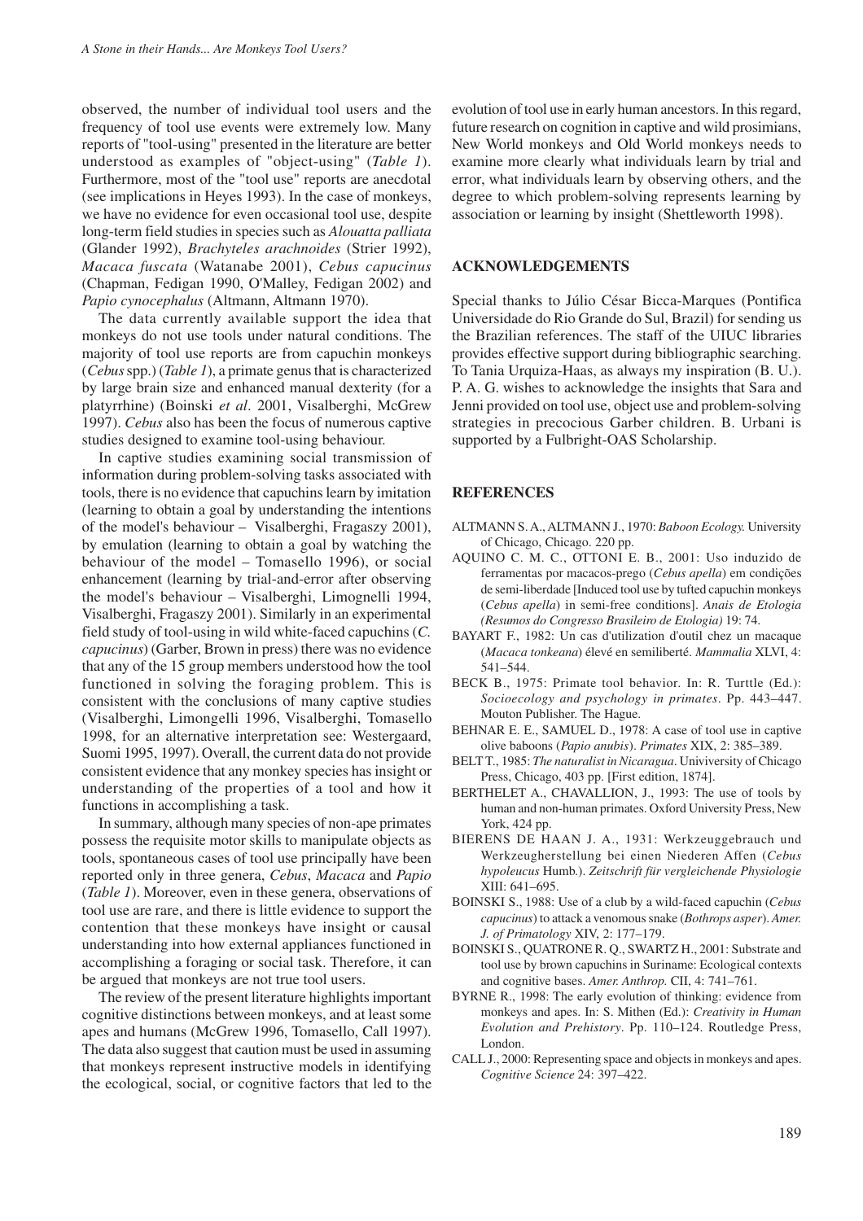observed, the number of individual tool users and the frequency of tool use events were extremely low. Many reports of "tool-using" presented in the literature are better understood as examples of "object-using" (*Table 1*). Furthermore, most of the "tool use" reports are anecdotal (see implications in Heyes 1993). In the case of monkeys, we have no evidence for even occasional tool use, despite long-term field studies in species such as *Alouatta palliata* (Glander 1992), *Brachyteles arachnoides* (Strier 1992), *Macaca fuscata* (Watanabe 2001), *Cebus capucinus* (Chapman, Fedigan 1990, O'Malley, Fedigan 2002) and *Papio cynocephalus* (Altmann, Altmann 1970).

The data currently available support the idea that monkeys do not use tools under natural conditions. The majority of tool use reports are from capuchin monkeys (*Cebus* spp.) (*Table 1*), a primate genus that is characterized by large brain size and enhanced manual dexterity (for a platyrrhine) (Boinski *et al*. 2001, Visalberghi, McGrew 1997). *Cebus* also has been the focus of numerous captive studies designed to examine tool-using behaviour.

In captive studies examining social transmission of information during problem-solving tasks associated with tools, there is no evidence that capuchins learn by imitation (learning to obtain a goal by understanding the intentions of the model's behaviour – Visalberghi, Fragaszy 2001), by emulation (learning to obtain a goal by watching the behaviour of the model – Tomasello 1996), or social enhancement (learning by trial-and-error after observing the model's behaviour – Visalberghi, Limognelli 1994, Visalberghi, Fragaszy 2001). Similarly in an experimental field study of tool-using in wild white-faced capuchins (*C. capucinus*) (Garber, Brown in press) there was no evidence that any of the 15 group members understood how the tool functioned in solving the foraging problem. This is consistent with the conclusions of many captive studies (Visalberghi, Limongelli 1996, Visalberghi, Tomasello 1998, for an alternative interpretation see: Westergaard, Suomi 1995, 1997). Overall, the current data do not provide consistent evidence that any monkey species has insight or understanding of the properties of a tool and how it functions in accomplishing a task.

In summary, although many species of non-ape primates possess the requisite motor skills to manipulate objects as tools, spontaneous cases of tool use principally have been reported only in three genera, *Cebus*, *Macaca* and *Papio* (*Table 1*). Moreover, even in these genera, observations of tool use are rare, and there is little evidence to support the contention that these monkeys have insight or causal understanding into how external appliances functioned in accomplishing a foraging or social task. Therefore, it can be argued that monkeys are not true tool users.

The review of the present literature highlights important cognitive distinctions between monkeys, and at least some apes and humans (McGrew 1996, Tomasello, Call 1997). The data also suggest that caution must be used in assuming that monkeys represent instructive models in identifying the ecological, social, or cognitive factors that led to the evolution of tool use in early human ancestors. In this regard, future research on cognition in captive and wild prosimians, New World monkeys and Old World monkeys needs to examine more clearly what individuals learn by trial and error, what individuals learn by observing others, and the degree to which problem-solving represents learning by association or learning by insight (Shettleworth 1998).

## ACKNOWLEDGEMENTS

Special thanks to Júlio César Bicca-Marques (Pontifica Universidade do Rio Grande do Sul, Brazil) for sending us the Brazilian references. The staff of the UIUC libraries provides effective support during bibliographic searching. To Tania Urquiza-Haas, as always my inspiration (B. U.). P. A. G. wishes to acknowledge the insights that Sara and Jenni provided on tool use, object use and problem-solving strategies in precocious Garber children. B. Urbani is supported by a Fulbright-OAS Scholarship.

## REFERENCES

ALTMANN S. A., ALTMANN J., 1970: *Baboon Ecology.* University of Chicago, Chicago. 220 pp.

AQUINO C. M. C., OTTONI E. B., 2001: Uso induzido de ferramentas por macacos-prego (*Cebus apella*) em condições de semi-liberdade [Induced tool use by tufted capuchin monkeys (*Cebus apella*) in semi-free conditions]. *Anais de Etologia (Resumos do Congresso Brasileiro de Etologia)* 19: 74.

BAYART F., 1982: Un cas d'utilization d'outil chez un macaque (*Macaca tonkeana*) élevé en semiliberté. *Mammalia* XLVI, 4: 541–544.

BECK B., 1975: Primate tool behavior. In: R. Turttle (Ed.): *Socioecology and psychology in primates*. Pp. 443–447. Mouton Publisher. The Hague.

BEHNAR E. E., SAMUEL D., 1978: A case of tool use in captive olive baboons (*Papio anubis*). *Primates* XIX, 2: 385–389.

BELT T., 1985: *The naturalist in Nicaragua*. Univiversity of Chicago Press, Chicago, 403 pp. [First edition, 1874].

BERTHELET A., CHAVALLION, J., 1993: The use of tools by human and non-human primates. Oxford University Press, New York, 424 pp.

BIERENS DE HAAN J. A., 1931: Werkzeuggebrauch und Werkzeugherstellung bei einen Niederen Affen (*Cebus hypoleucus* Humb.). *Zeitschrift für vergleichende Physiologie* XIII: 641–695.

BOINSKI S., 1988: Use of a club by a wild-faced capuchin (*Cebus capucinus*) to attack a venomous snake (*Bothrops asper*). *Amer. J. of Primatology* XIV, 2: 177–179.

BOINSKI S., QUATRONE R. Q., SWARTZ H., 2001: Substrate and tool use by brown capuchins in Suriname: Ecological contexts and cognitive bases. *Amer. Anthrop.* CII, 4: 741–761.

BYRNE R., 1998: The early evolution of thinking: evidence from monkeys and apes. In: S. Mithen (Ed.): *Creativity in Human Evolution and Prehistory*. Pp. 110–124. Routledge Press, London.

CALL J., 2000: Representing space and objects in monkeys and apes. *Cognitive Science* 24: 397–422.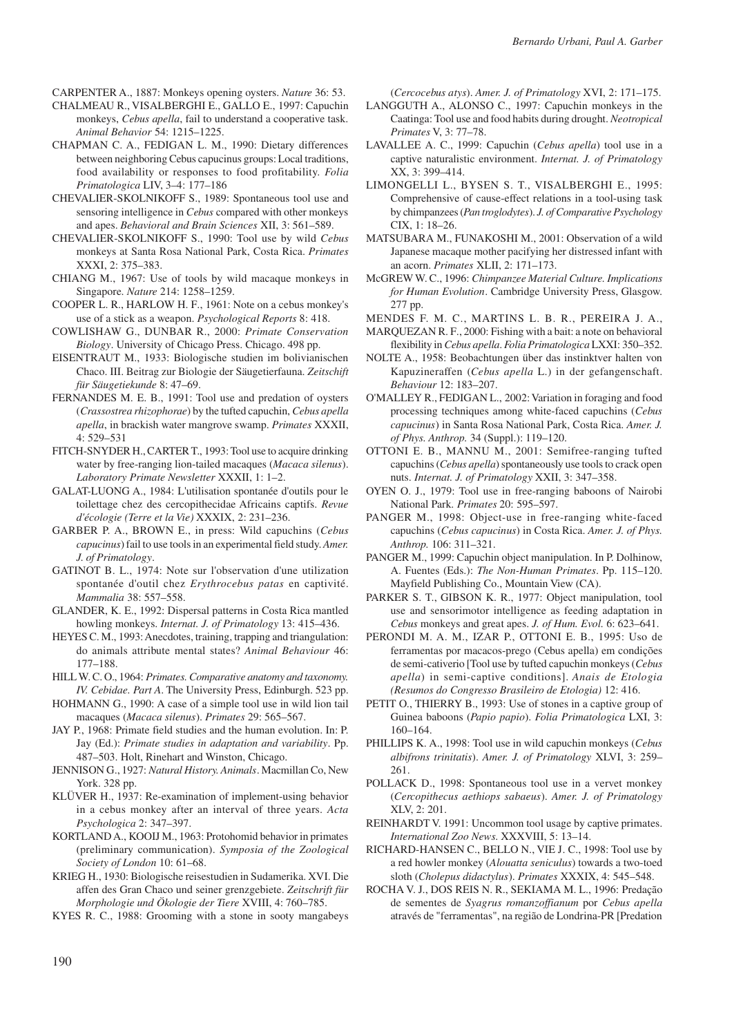CARPENTER A., 1887: Monkeys opening oysters. *Nature* 36: 53.

CHALMEAU R., VISALBERGHI E., GALLO E., 1997: Capuchin monkeys, *Cebus apella*, fail to understand a cooperative task. *Animal Behavior* 54: 1215–1225.

CHAPMAN C. A., FEDIGAN L. M., 1990: Dietary differences between neighboring Cebus capucinus groups: Local traditions, food availability or responses to food profitability. *Folia Primatologica* LIV, 3–4: 177–186

CHEVALIER-SKOLNIKOFF S., 1989: Spontaneous tool use and sensoring intelligence in *Cebus* compared with other monkeys and apes. *Behavioral and Brain Sciences* XII, 3: 561–589.

CHEVALIER-SKOLNIKOFF S., 1990: Tool use by wild *Cebus* monkeys at Santa Rosa National Park, Costa Rica. *Primates* XXXI, 2: 375–383.

CHIANG M., 1967: Use of tools by wild macaque monkeys in Singapore. *Nature* 214: 1258–1259.

COOPER L. R., HARLOW H. F., 1961: Note on a cebus monkey's use of a stick as a weapon. *Psychological Reports* 8: 418.

COWLISHAW G., DUNBAR R., 2000: *Primate Conservation Biology*. University of Chicago Press. Chicago. 498 pp.

EISENTRAUT M., 1933: Biologische studien im bolivianischen Chaco. III. Beitrag zur Biologie der Säugetierfauna. *Zeitschrift für Säugetiekunde* 8: 47–69.

FERNANDES M. E. B., 1991: Tool use and predation of oysters (*Crassostrea rhizophorae*) by the tufted capuchin, *Cebus apella apella*, in brackish water mangrove swamp. *Primates* XXXII, 4: 529–531

FITCH-SNYDER H., CARTER T., 1993: Tool use to acquire drinking water by free-ranging lion-tailed macaques (*Macaca silenus*). *Laboratory Primate Newsletter* XXXII, 1: 1–2.

GALAT-LUONG A., 1984: L'utilisation spontanée d'outils pour le toilettage chez des cercopithecidae Africains captifs. *Revue d'écologie (Terre et la Vie)* XXXIX, 2: 231–236.

GARBER P. A., BROWN E., in press: Wild capuchins (*Cebus capucinus*) fail to use tools in an experimental field study. *Amer. J. of Primatology*.

GATINOT B. L., 1974: Note sur l'observation d'une utilization spontanée d'outil chez *Erythrocebus patas* en captivité. *Mammalia* 38: 557–558.

GLANDER, K. E., 1992: Dispersal patterns in Costa Rica mantled howling monkeys. *Internat. J. of Primatology* 13: 415–436.

HEYES C. M., 1993: Anecdotes, training, trapping and triangulation: do animals attribute mental states? *Animal Behaviour* 46: 177–188.

HILL W. C. O., 1964: *Primates. Comparative anatomy and taxonomy. IV. Cebidae. Part A*. The University Press, Edinburgh. 523 pp.

HOHMANN G., 1990: A case of a simple tool use in wild lion tail macaques (*Macaca silenus*). *Primates* 29: 565–567.

JAY P., 1968: Primate field studies and the human evolution. In: P. Jay (Ed.): *Primate studies in adaptation and variability*. Pp. 487–503. Holt, Rinehart and Winston, Chicago.

JENNISON G., 1927: *Natural History. Animals*. Macmillan Co, New York. 328 pp.

KLÜVER H., 1937: Re-examination of implement-using behavior in a cebus monkey after an interval of three years. *Acta Psychologica* 2: 347–397.

KORTLAND A., KOOIJ M., 1963: Protohomid behavior in primates (preliminary communication). *Symposia of the Zoological Society of London* 10: 61–68.

KRIEG H., 1930: Biologische reisestudien in Sudamerika. XVI. Die affen des Gran Chaco und seiner grenzgebiete. *Zeitschrift für Morphologie und Ökologie der Tiere* XVIII, 4: 760–785.

KYES R. C., 1988: Grooming with a stone in sooty mangabeys (*Cercocebus atys*). *Amer. J. of Primatology* XVI, 2: 171–175.

LANGGUTH A., ALONSO C., 1997: Capuchin monkeys in the Caatinga: Tool use and food habits during drought. *Neotropical Primates* V, 3: 77–78.

LAVALLEE A. C., 1999: Capuchin (*Cebus apella*) tool use in a captive naturalistic environment. *Internat. J. of Primatology* XX, 3: 399–414.

LIMONGELLI L., BYSEN S. T., VISALBERGHI E., 1995: Comprehensive of cause-effect relations in a tool-using task by chimpanzees (*Pan troglodytes*). *J. of Comparative Psychology* CIX, 1: 18–26.

MATSUBARA M., FUNAKOSHI M., 2001: Observation of a wild Japanese macaque mother pacifying her distressed infant with an acorn. *Primates* XLII, 2: 171–173.

McGREW W. C., 1996: *Chimpanzee Material Culture. Implications for Human Evolution*. Cambridge University Press, Glasgow. 277 pp.

MENDES F. M. C., MARTINS L. B. R., PEREIRA J. A., MARQUEZAN R. F., 2000: Fishing with a bait: a note on behavioral flexibility in *Cebus apella*. *Folia Primatologica* LXXI: 350–352.

NOLTE A., 1958: Beobachtungen über das instinktver halten von Kapuzineraffen (*Cebus apella* L.) in der gefangenschaft. *Behaviour* 12: 183–207.

O'MALLEY R., FEDIGAN L., 2002: Variation in foraging and food processing techniques among white-faced capuchins (*Cebus capucinus*) in Santa Rosa National Park, Costa Rica. *Amer. J. of Phys. Anthrop.* 34 (Suppl.): 119–120.

OTTONI E. B., MANNU M., 2001: Semifree-ranging tufted capuchins (*Cebus apella*) spontaneously use tools to crack open nuts. *Internat. J. of Primatology* XXII, 3: 347–358.

OYEN O. J., 1979: Tool use in free-ranging baboons of Nairobi National Park. *Primates* 20: 595–597.

PANGER M., 1998: Object-use in free-ranging white-faced capuchins (*Cebus capucinus*) in Costa Rica. *Amer. J. of Phys. Anthrop.* 106: 311–321.

PANGER M., 1999: Capuchin object manipulation. In P. Dolhinow, A. Fuentes (Eds.): *The Non-Human Primates*. Pp. 115–120. Mayfield Publishing Co, Mountain View (CA).

PARKER S. T., GIBSON K. R., 1977: Object manipulation, tool use and sensorimotor intelligence as feeding adaptation in *Cebus* monkeys and great apes. *J. of Hum. Evol.* 6: 623–641.

PERONDI M. A. M., IZAR P., OTTONI E. B., 1995: Uso de ferramentas por macacos-prego (Cebus apella) em condições de semi-cativerio [Tool use by tufted capuchin monkeys (*Cebus apella*) in semi-captive conditions]. *Anais de Etologia (Resumos do Congresso Brasileiro de Etologia)* 12: 416.

PETIT O., THIERRY B., 1993: Use of stones in a captive group of Guinea baboons (*Papio papio*). *Folia Primatologica* LXI, 3: 160–164.

PHILLIPS K. A., 1998: Tool use in wild capuchin monkeys (*Cebus albifrons trinitatis*). *Amer. J. of Primatology* XLVI, 3: 259–261.

POLLACK D., 1998: Spontaneous tool use in a vervet monkey (*Cercopithecus aethiops sabaeus*). *Amer. J. of Primatology* XLV, 2: 201.

REINHARDT V. 1991: Uncommon tool usage by captive primates. *International Zoo News.* XXXVIII, 5: 13–14.

RICHARD-HANSEN C., BELLO N., VIE J. C., 1998: Tool use by a red howler monkey (*Alouatta seniculus*) towards a two-toed sloth (*Cholepus didactylus*). *Primates* XXXIX, 4: 545–548.

ROCHA V. J., DOS REIS N. R., SEKIAMA M. L., 1996: Predação de sementes de *Syagrus romanzoffianum* por *Cebus apella* através de "ferramentas", na região de Londrina-PR [Predation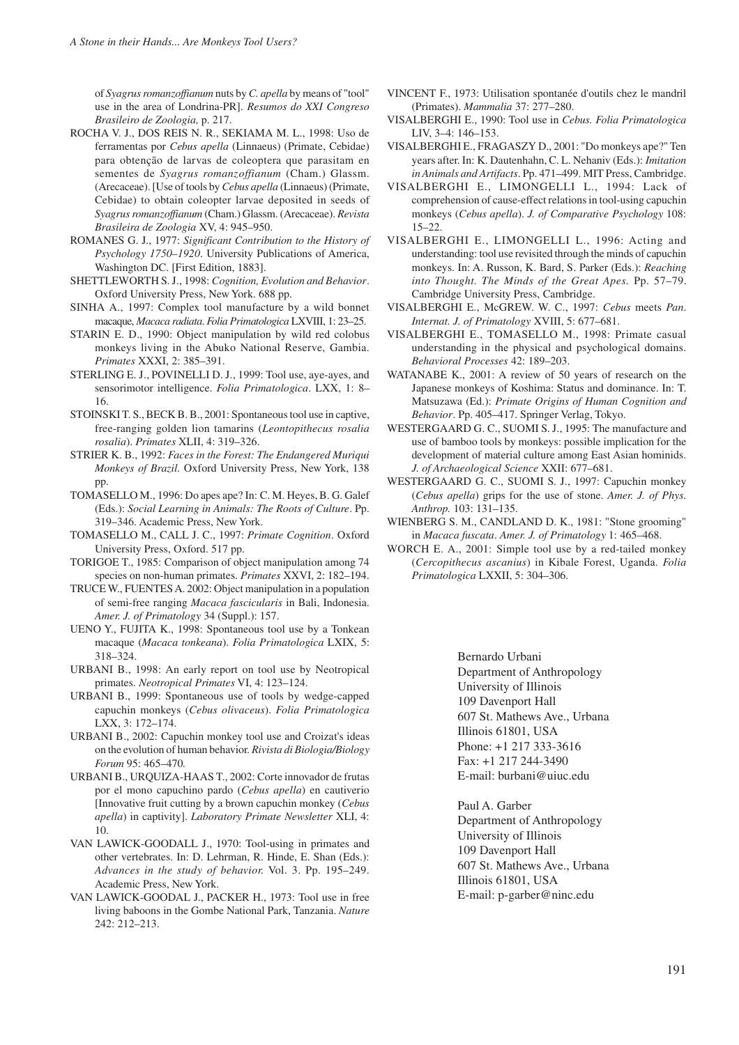of *Syagrus romanzoffianum* nuts by *C. apella* by means of "tool" use in the area of Londrina-PR]. *Resumos do XXI Congreso Brasileiro de Zoologia,* p. 217.

ROCHA V. J., DOS REIS N. R., SEKIAMA M. L., 1998: Uso de ferramentas por *Cebus apella* (Linnaeus) (Primate, Cebidae) para obtenção de larvas de coleoptera que parasitam en sementes de *Syagrus romanzoffianum* (Cham.) Glassm. (Arecaceae). [Use of tools by *Cebus apella* (Linnaeus) (Primate, Cebidae) to obtain coleopter larvae deposited in seeds of *Syagrus romanzoffianum* (Cham.) Glassm. (Arecaceae). *Revista Brasileira de Zoologia* XV, 4: 945–950.

ROMANES G. J., 1977: *Significant Contribution to the History of Psychology 1750–1920*. University Publications of America, Washington DC. [First Edition, 1883].

SHETTLEWORTH S. J., 1998: *Cognition, Evolution and Behavior*. Oxford University Press, New York. 688 pp.

SINHA A., 1997: Complex tool manufacture by a wild bonnet macaque, *Macaca radiata*. *Folia Primatologica* LXVIII, 1: 23–25.

STARIN E. D., 1990: Object manipulation by wild red colobus monkeys living in the Abuko National Reserve, Gambia. *Primates* XXXI, 2: 385–391.

STERLING E. J., POVINELLI D. J., 1999: Tool use, aye-ayes, and sensorimotor intelligence. *Folia Primatologica*. LXX, 1: 8–16.

STOINSKI T. S., BECK B. B., 2001: Spontaneous tool use in captive, free-ranging golden lion tamarins (*Leontopithecus rosalia rosalia*). *Primates* XLII, 4: 319–326.

STRIER K. B., 1992: *Faces in the Forest: The Endangered Muriqui Monkeys of Brazil.* Oxford University Press, New York, 138 pp.

TOMASELLO M., 1996: Do apes ape? In: C. M. Heyes, B. G. Galef (Eds.): *Social Learning in Animals: The Roots of Culture*. Pp. 319–346. Academic Press, New York.

TOMASELLO M., CALL J. C., 1997: *Primate Cognition*. Oxford University Press, Oxford. 517 pp.

TORIGOE T., 1985: Comparison of object manipulation among 74 species on non-human primates. *Primates* XXVI, 2: 182–194.

TRUCE W., FUENTES A. 2002: Object manipulation in a population of semi-free ranging *Macaca fascicularis* in Bali, Indonesia. *Amer. J. of Primatology* 34 (Suppl.): 157.

UENO Y., FUJITA K., 1998: Spontaneous tool use by a Tonkean macaque (*Macaca tonkeana*). *Folia Primatologica* LXIX, 5: 318–324.

URBANI B., 1998: An early report on tool use by Neotropical primates. *Neotropical Primates* VI, 4: 123–124.

URBANI B., 1999: Spontaneous use of tools by wedge-capped capuchin monkeys (*Cebus olivaceus*). *Folia Primatologica* LXX, 3: 172–174.

URBANI B., 2002: Capuchin monkey tool use and Croizat's ideas on the evolution of human behavior. *Rivista di Biologia/Biology Forum* 95: 465–470.

URBANI B., URQUIZA-HAAS T., 2002: Corte innovador de frutas por el mono capuchino pardo (*Cebus apella*) en cautiverio [Innovative fruit cutting by a brown capuchin monkey (*Cebus apella*) in captivity]. *Laboratory Primate Newsletter* XLI, 4: 10.

VAN LAWICK-GOODALL J., 1970: Tool-using in primates and other vertebrates. In: D. Lehrman, R. Hinde, E. Shan (Eds.): *Advances in the study of behavior.* Vol. 3. Pp. 195–249. Academic Press, New York.

VAN LAWICK-GOODAL J., PACKER H., 1973: Tool use in free living baboons in the Gombe National Park, Tanzania. *Nature* 242: 212–213.

VINCENT F., 1973: Utilisation spontanée d'outils chez le mandril (Primates). *Mammalia* 37: 277–280.

VISALBERGHI E., 1990: Tool use in *Cebus. Folia Primatologica* LIV, 3–4: 146–153.

VISALBERGHI E., FRAGASZY D., 2001: "Do monkeys ape?" Ten years after. In: K. Dautenhahn, C. L. Nehaniv (Eds.): *Imitation in Animals and Artifacts*. Pp. 471–499. MIT Press, Cambridge.

VISALBERGHI E., LIMONGELLI L., 1994: Lack of comprehension of cause-effect relations in tool-using capuchin monkeys (*Cebus apella*). *J. of Comparative Psychology* 108: 15–22.

VISALBERGHI E., LIMONGELLI L., 1996: Acting and understanding: tool use revisited through the minds of capuchin monkeys. In: A. Russon, K. Bard, S. Parker (Eds.): *Reaching into Thought. The Minds of the Great Apes.* Pp. 57–79. Cambridge University Press, Cambridge.

VISALBERGHI E., McGREW. W. C., 1997: *Cebus* meets *Pan*. *Internat. J. of Primatology* XVIII, 5: 677–681.

VISALBERGHI E., TOMASELLO M., 1998: Primate casual understanding in the physical and psychological domains. *Behavioral Processes* 42: 189–203.

WATANABE K., 2001: A review of 50 years of research on the Japanese monkeys of Koshima: Status and dominance. In: T. Matsuzawa (Ed.): *Primate Origins of Human Cognition and Behavior*. Pp. 405–417. Springer Verlag, Tokyo.

WESTERGAARD G. C., SUOMI S. J., 1995: The manufacture and use of bamboo tools by monkeys: possible implication for the development of material culture among East Asian hominids. *J. of Archaeological Science* XXII: 677–681.

WESTERGAARD G. C., SUOMI S. J., 1997: Capuchin monkey (*Cebus apella*) grips for the use of stone. *Amer. J. of Phys. Anthrop.* 103: 131–135.

WIENBERG S. M., CANDLAND D. K., 1981: "Stone grooming" in *Macaca fuscata*. *Amer. J. of Primatology* 1: 465–468.

WORCH E. A., 2001: Simple tool use by a red-tailed monkey (*Cercopithecus ascanius*) in Kibale Forest, Uganda. *Folia Primatologica* LXXII, 5: 304–306.

Bernardo Urbani
Department of Anthropology
University of Illinois
109 Davenport Hall
607 St. Mathews Ave., Urbana
Illinois 61801, USA
Phone: +1 217 333-3616
Fax: +1 217 244-3490
E-mail: burbani@uiuc.edu

Paul A. Garber
Department of Anthropology
University of Illinois
109 Davenport Hall
607 St. Mathews Ave., Urbana
Illinois 61801, USA
E-mail: p-garber@ninc.edu